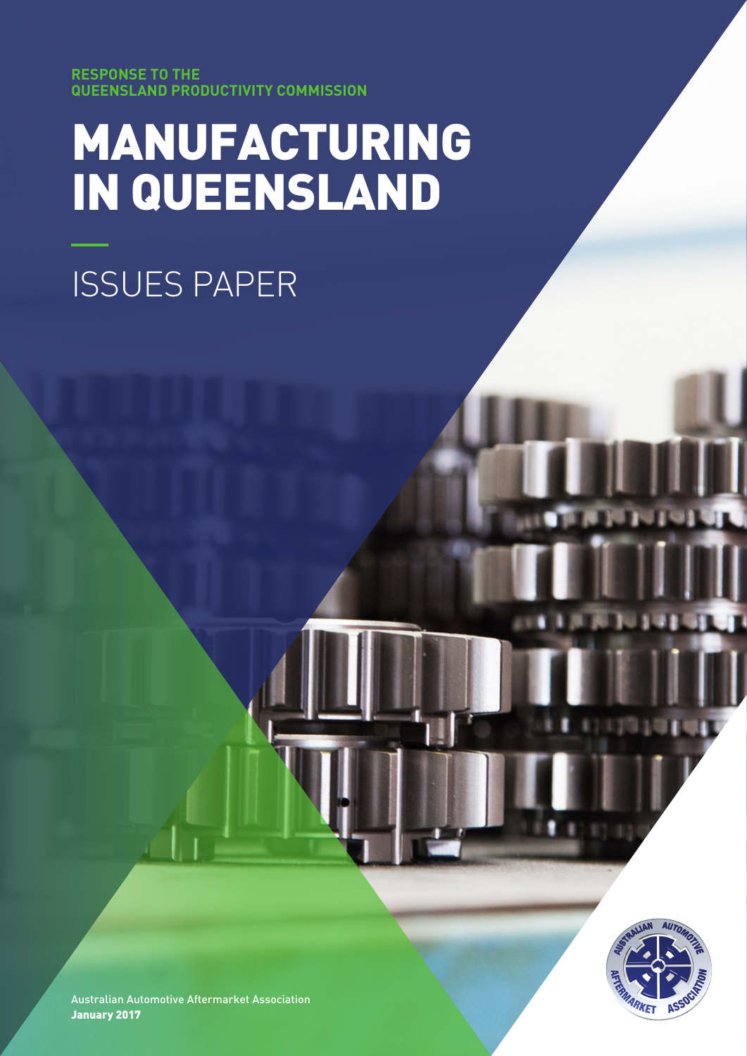RESPONSE TO THE
QUEENSLAND PRODUCTIVITY COMMISSION

# MANUFACTURING IN QUEENSLAND

## ISSUES PAPER

Australian Automotive Aftermarket Association
**January 2017**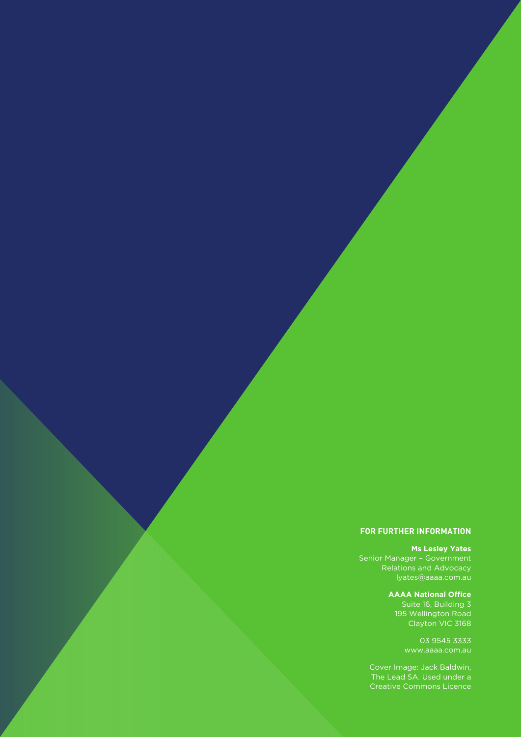**FOR FURTHER INFORMATION**

**Ms Lesley Yates**
Senior Manager – Government Relations and Advocacy
lyates@aaaa.com.au

**AAAA National Office**
Suite 16, Building 3
195 Wellington Road
Clayton VIC 3168

03 9545 3333
www.aaaa.com.au

Cover Image: Jack Baldwin, The Lead SA. Used under a Creative Commons Licence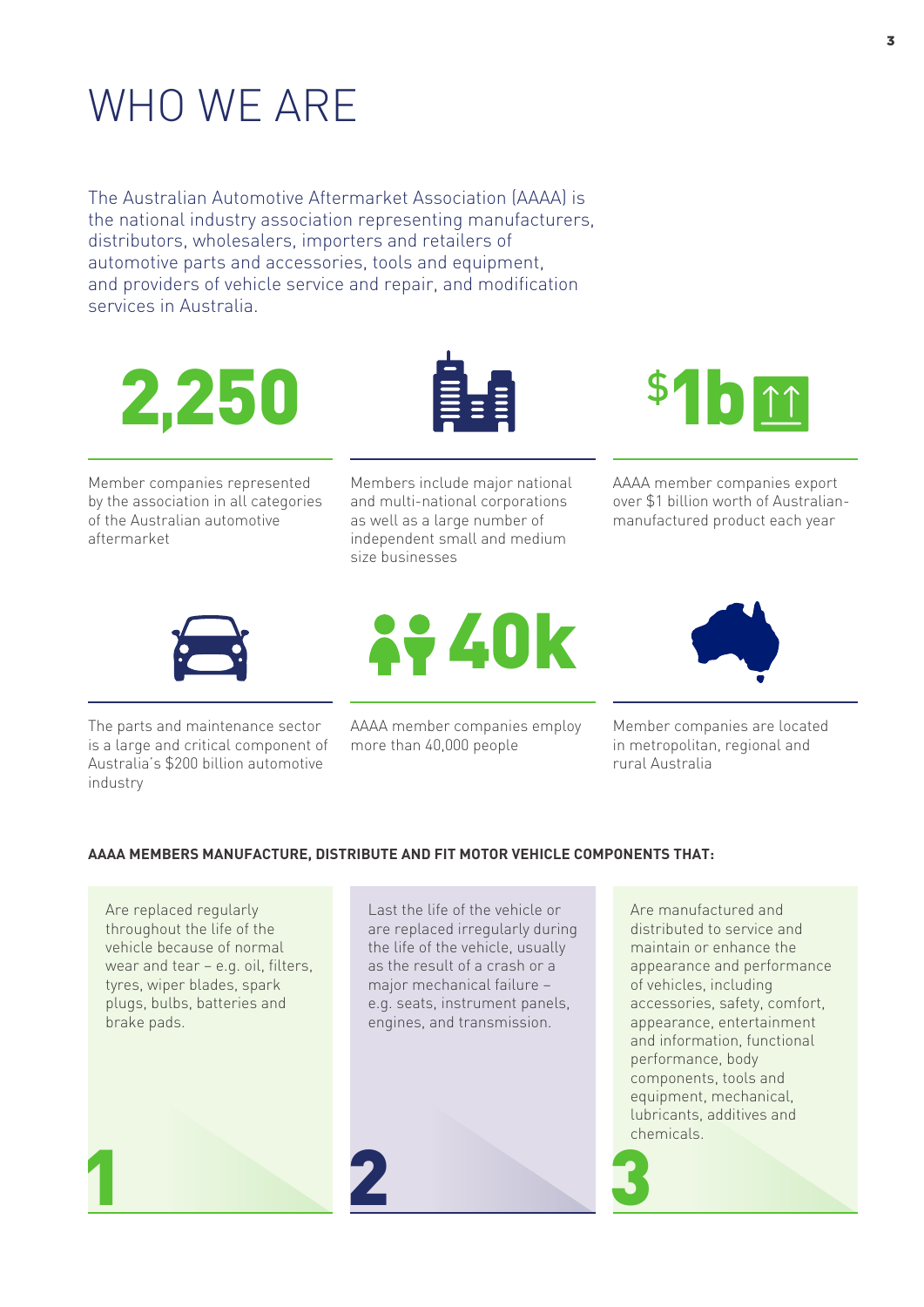# WHO WE ARE

The Australian Automotive Aftermarket Association (AAAA) is the national industry association representing manufacturers, distributors, wholesalers, importers and retailers of automotive parts and accessories, tools and equipment, and providers of vehicle service and repair, and modification services in Australia.

**2,250**

Member companies represented by the association in all categories of the Australian automotive aftermarket

Members include major national and multi-national corporations as well as a large number of independent small and medium size businesses

**$1b**

AAAA member companies export over $1 billion worth of Australian-manufactured product each year

The parts and maintenance sector is a large and critical component of Australia's $200 billion automotive industry

**40k**

AAAA member companies employ more than 40,000 people

Member companies are located in metropolitan, regional and rural Australia

**AAAA MEMBERS MANUFACTURE, DISTRIBUTE AND FIT MOTOR VEHICLE COMPONENTS THAT:**

**1**

Are replaced regularly throughout the life of the vehicle because of normal wear and tear – e.g. oil, filters, tyres, wiper blades, spark plugs, bulbs, batteries and brake pads.

**2**

Last the life of the vehicle or are replaced irregularly during the life of the vehicle, usually as the result of a crash or a major mechanical failure – e.g. seats, instrument panels, engines, and transmission.

**3**

Are manufactured and distributed to service and maintain or enhance the appearance and performance of vehicles, including accessories, safety, comfort, appearance, entertainment and information, functional performance, body components, tools and equipment, mechanical, lubricants, additives and chemicals.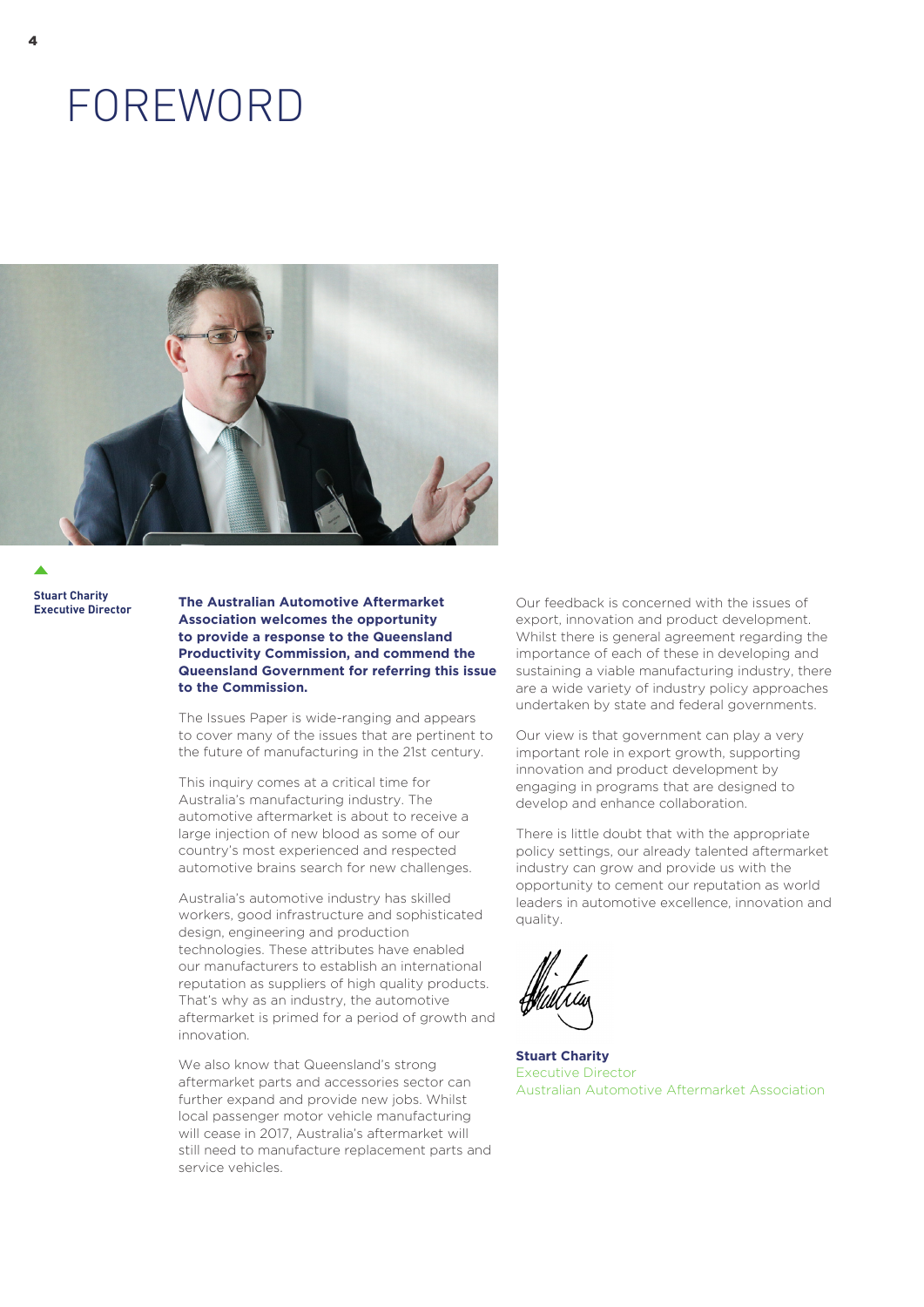# FOREWORD

Stuart Charity
Executive Director

**The Australian Automotive Aftermarket Association welcomes the opportunity to provide a response to the Queensland Productivity Commission, and commend the Queensland Government for referring this issue to the Commission.**

The Issues Paper is wide-ranging and appears to cover many of the issues that are pertinent to the future of manufacturing in the 21st century.

This inquiry comes at a critical time for Australia's manufacturing industry. The automotive aftermarket is about to receive a large injection of new blood as some of our country's most experienced and respected automotive brains search for new challenges.

Australia's automotive industry has skilled workers, good infrastructure and sophisticated design, engineering and production technologies. These attributes have enabled our manufacturers to establish an international reputation as suppliers of high quality products. That's why as an industry, the automotive aftermarket is primed for a period of growth and innovation.

We also know that Queensland's strong aftermarket parts and accessories sector can further expand and provide new jobs. Whilst local passenger motor vehicle manufacturing will cease in 2017, Australia's aftermarket will still need to manufacture replacement parts and service vehicles.

Our feedback is concerned with the issues of export, innovation and product development. Whilst there is general agreement regarding the importance of each of these in developing and sustaining a viable manufacturing industry, there are a wide variety of industry policy approaches undertaken by state and federal governments.

Our view is that government can play a very important role in export growth, supporting innovation and product development by engaging in programs that are designed to develop and enhance collaboration.

There is little doubt that with the appropriate policy settings, our already talented aftermarket industry can grow and provide us with the opportunity to cement our reputation as world leaders in automotive excellence, innovation and quality.

**Stuart Charity**
Executive Director
Australian Automotive Aftermarket Association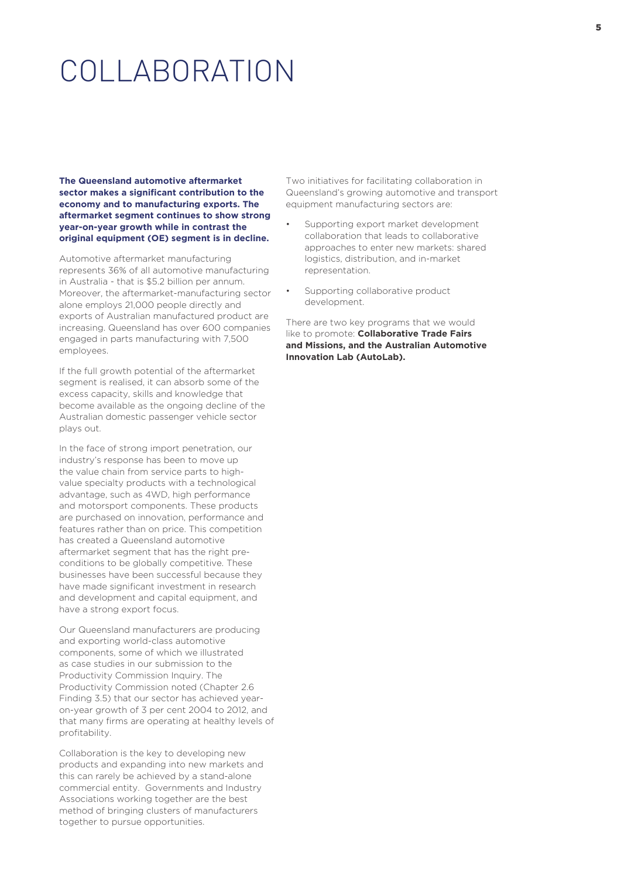# COLLABORATION

**The Queensland automotive aftermarket sector makes a significant contribution to the economy and to manufacturing exports. The aftermarket segment continues to show strong year-on-year growth while in contrast the original equipment (OE) segment is in decline.**

Automotive aftermarket manufacturing represents 36% of all automotive manufacturing in Australia - that is $5.2 billion per annum. Moreover, the aftermarket-manufacturing sector alone employs 21,000 people directly and exports of Australian manufactured product are increasing. Queensland has over 600 companies engaged in parts manufacturing with 7,500 employees.

If the full growth potential of the aftermarket segment is realised, it can absorb some of the excess capacity, skills and knowledge that become available as the ongoing decline of the Australian domestic passenger vehicle sector plays out.

In the face of strong import penetration, our industry's response has been to move up the value chain from service parts to high-value specialty products with a technological advantage, such as 4WD, high performance and motorsport components. These products are purchased on innovation, performance and features rather than on price. This competition has created a Queensland automotive aftermarket segment that has the right pre-conditions to be globally competitive. These businesses have been successful because they have made significant investment in research and development and capital equipment, and have a strong export focus.

Our Queensland manufacturers are producing and exporting world-class automotive components, some of which we illustrated as case studies in our submission to the Productivity Commission Inquiry. The Productivity Commission noted (Chapter 2.6 Finding 3.5) that our sector has achieved year-on-year growth of 3 per cent 2004 to 2012, and that many firms are operating at healthy levels of profitability.

Collaboration is the key to developing new products and expanding into new markets and this can rarely be achieved by a stand-alone commercial entity. Governments and Industry Associations working together are the best method of bringing clusters of manufacturers together to pursue opportunities.

Two initiatives for facilitating collaboration in Queensland's growing automotive and transport equipment manufacturing sectors are:

- Supporting export market development collaboration that leads to collaborative approaches to enter new markets: shared logistics, distribution, and in-market representation.
- Supporting collaborative product development.

There are two key programs that we would like to promote: **Collaborative Trade Fairs and Missions, and the Australian Automotive Innovation Lab (AutoLab).**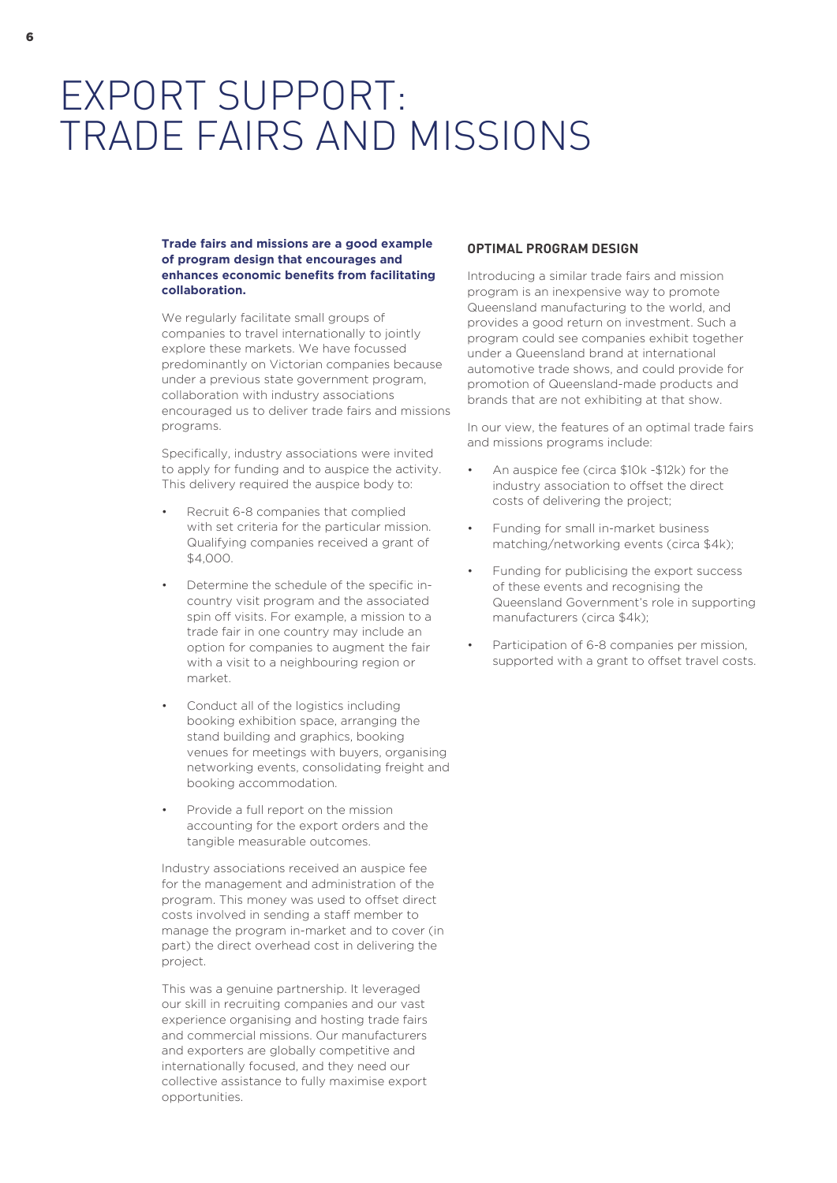# EXPORT SUPPORT: TRADE FAIRS AND MISSIONS

**Trade fairs and missions are a good example of program design that encourages and enhances economic benefits from facilitating collaboration.**

We regularly facilitate small groups of companies to travel internationally to jointly explore these markets. We have focussed predominantly on Victorian companies because under a previous state government program, collaboration with industry associations encouraged us to deliver trade fairs and missions programs.

Specifically, industry associations were invited to apply for funding and to auspice the activity. This delivery required the auspice body to:

- Recruit 6-8 companies that complied with set criteria for the particular mission. Qualifying companies received a grant of $4,000.
- Determine the schedule of the specific in-country visit program and the associated spin off visits. For example, a mission to a trade fair in one country may include an option for companies to augment the fair with a visit to a neighbouring region or market.
- Conduct all of the logistics including booking exhibition space, arranging the stand building and graphics, booking venues for meetings with buyers, organising networking events, consolidating freight and booking accommodation.
- Provide a full report on the mission accounting for the export orders and the tangible measurable outcomes.

Industry associations received an auspice fee for the management and administration of the program. This money was used to offset direct costs involved in sending a staff member to manage the program in-market and to cover (in part) the direct overhead cost in delivering the project.

This was a genuine partnership. It leveraged our skill in recruiting companies and our vast experience organising and hosting trade fairs and commercial missions. Our manufacturers and exporters are globally competitive and internationally focused, and they need our collective assistance to fully maximise export opportunities.

## OPTIMAL PROGRAM DESIGN

Introducing a similar trade fairs and mission program is an inexpensive way to promote Queensland manufacturing to the world, and provides a good return on investment. Such a program could see companies exhibit together under a Queensland brand at international automotive trade shows, and could provide for promotion of Queensland-made products and brands that are not exhibiting at that show.

In our view, the features of an optimal trade fairs and missions programs include:

- An auspice fee (circa $10k -$12k) for the industry association to offset the direct costs of delivering the project;
- Funding for small in-market business matching/networking events (circa $4k);
- Funding for publicising the export success of these events and recognising the Queensland Government's role in supporting manufacturers (circa $4k);
- Participation of 6-8 companies per mission, supported with a grant to offset travel costs.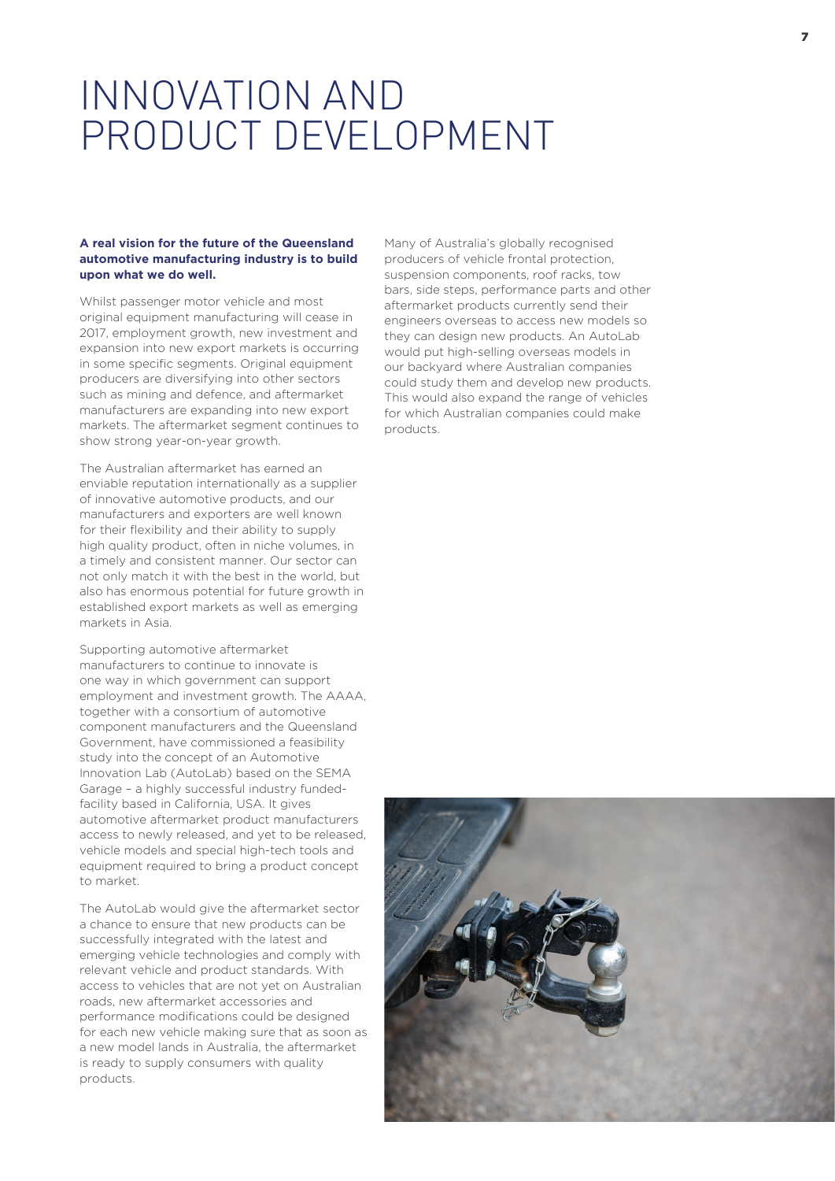# INNOVATION AND PRODUCT DEVELOPMENT

**A real vision for the future of the Queensland automotive manufacturing industry is to build upon what we do well.**

Whilst passenger motor vehicle and most original equipment manufacturing will cease in 2017, employment growth, new investment and expansion into new export markets is occurring in some specific segments. Original equipment producers are diversifying into other sectors such as mining and defence, and aftermarket manufacturers are expanding into new export markets. The aftermarket segment continues to show strong year-on-year growth.

The Australian aftermarket has earned an enviable reputation internationally as a supplier of innovative automotive products, and our manufacturers and exporters are well known for their flexibility and their ability to supply high quality product, often in niche volumes, in a timely and consistent manner. Our sector can not only match it with the best in the world, but also has enormous potential for future growth in established export markets as well as emerging markets in Asia.

Supporting automotive aftermarket manufacturers to continue to innovate is one way in which government can support employment and investment growth. The AAAA, together with a consortium of automotive component manufacturers and the Queensland Government, have commissioned a feasibility study into the concept of an Automotive Innovation Lab (AutoLab) based on the SEMA Garage – a highly successful industry funded-facility based in California, USA. It gives automotive aftermarket product manufacturers access to newly released, and yet to be released, vehicle models and special high-tech tools and equipment required to bring a product concept to market.

The AutoLab would give the aftermarket sector a chance to ensure that new products can be successfully integrated with the latest and emerging vehicle technologies and comply with relevant vehicle and product standards. With access to vehicles that are not yet on Australian roads, new aftermarket accessories and performance modifications could be designed for each new vehicle making sure that as soon as a new model lands in Australia, the aftermarket is ready to supply consumers with quality products.

Many of Australia's globally recognised producers of vehicle frontal protection, suspension components, roof racks, tow bars, side steps, performance parts and other aftermarket products currently send their engineers overseas to access new models so they can design new products. An AutoLab would put high-selling overseas models in our backyard where Australian companies could study them and develop new products. This would also expand the range of vehicles for which Australian companies could make products.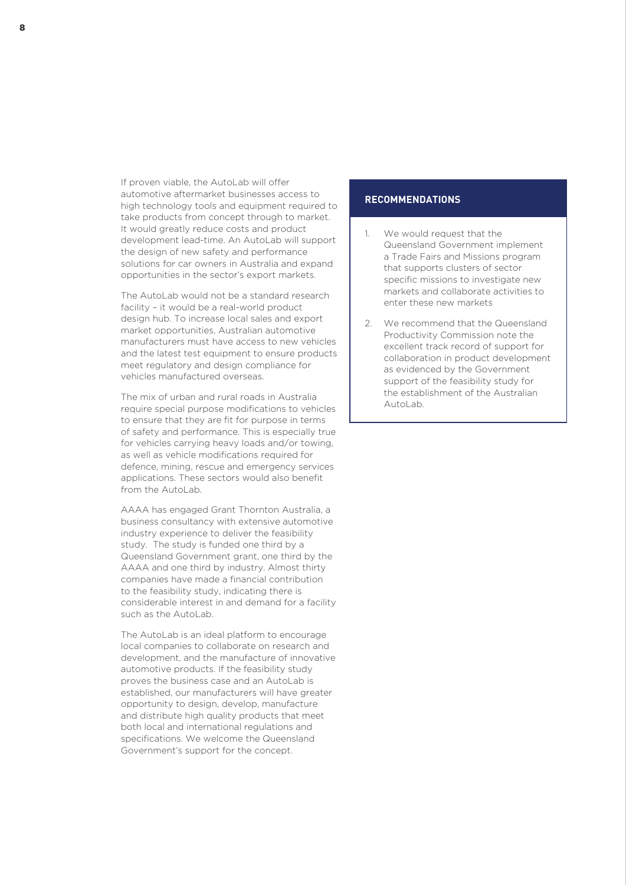If proven viable, the AutoLab will offer automotive aftermarket businesses access to high technology tools and equipment required to take products from concept through to market. It would greatly reduce costs and product development lead-time. An AutoLab will support the design of new safety and performance solutions for car owners in Australia and expand opportunities in the sector's export markets.

The AutoLab would not be a standard research facility – it would be a real-world product design hub. To increase local sales and export market opportunities, Australian automotive manufacturers must have access to new vehicles and the latest test equipment to ensure products meet regulatory and design compliance for vehicles manufactured overseas.

The mix of urban and rural roads in Australia require special purpose modifications to vehicles to ensure that they are fit for purpose in terms of safety and performance. This is especially true for vehicles carrying heavy loads and/or towing, as well as vehicle modifications required for defence, mining, rescue and emergency services applications. These sectors would also benefit from the AutoLab.

AAAA has engaged Grant Thornton Australia, a business consultancy with extensive automotive industry experience to deliver the feasibility study. The study is funded one third by a Queensland Government grant, one third by the AAAA and one third by industry. Almost thirty companies have made a financial contribution to the feasibility study, indicating there is considerable interest in and demand for a facility such as the AutoLab.

The AutoLab is an ideal platform to encourage local companies to collaborate on research and development, and the manufacture of innovative automotive products. If the feasibility study proves the business case and an AutoLab is established, our manufacturers will have greater opportunity to design, develop, manufacture and distribute high quality products that meet both local and international regulations and specifications. We welcome the Queensland Government's support for the concept.

## RECOMMENDATIONS

1. We would request that the Queensland Government implement a Trade Fairs and Missions program that supports clusters of sector specific missions to investigate new markets and collaborate activities to enter these new markets
2. We recommend that the Queensland Productivity Commission note the excellent track record of support for collaboration in product development as evidenced by the Government support of the feasibility study for the establishment of the Australian AutoLab.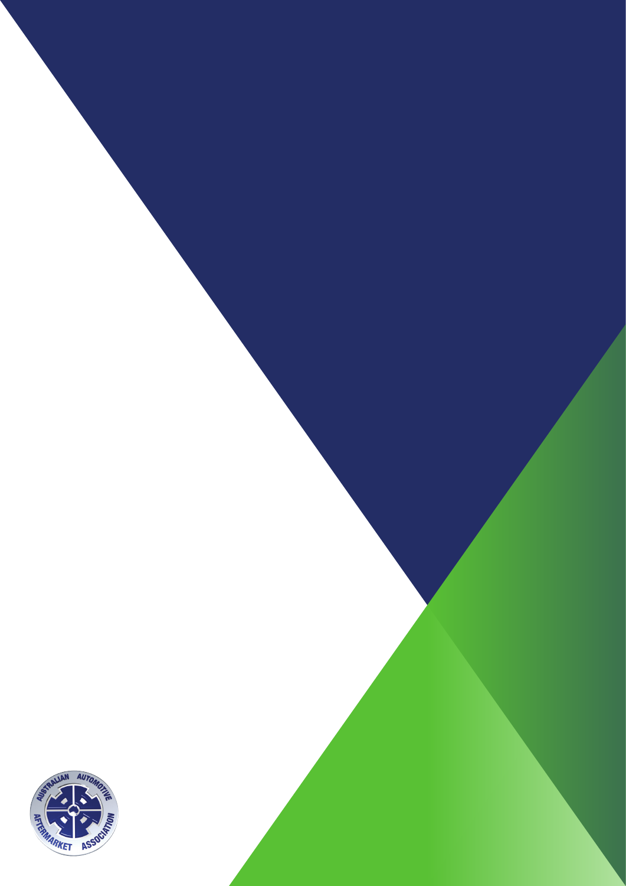AUSTRALIAN AUTOMOTIVE AFTERMARKET ASSOCIATION